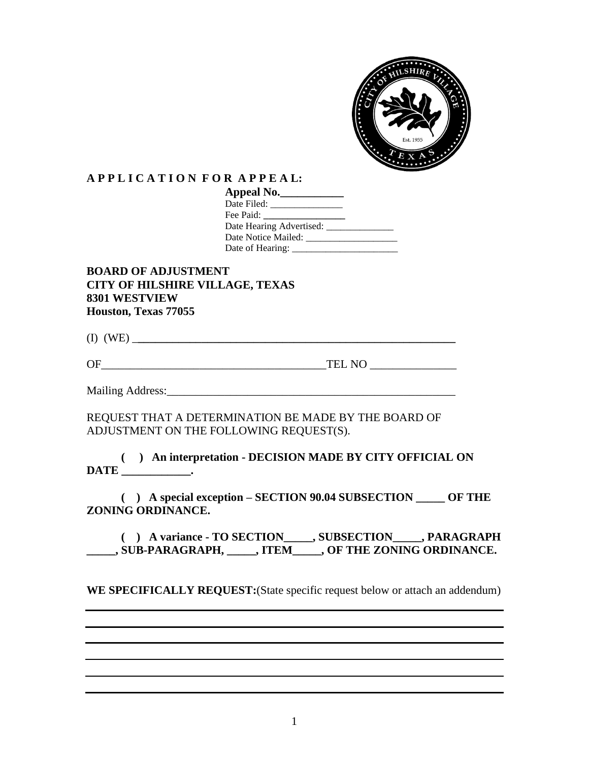**A P P L I C A T I O N F O R A P P E A L:**

**Appeal No.\_\_\_\_\_\_\_\_\_\_\_**
Date Filed: \_\_\_\_\_\_\_\_\_\_\_\_\_\_\_
Fee Paid: \_\_\_\_\_\_\_\_\_\_\_\_\_\_\_\_
Date Hearing Advertised: \_\_\_\_\_\_\_\_\_\_\_\_\_\_
Date Notice Mailed: \_\_\_\_\_\_\_\_\_\_\_\_\_\_\_\_\_\_\_
Date of Hearing: \_\_\_\_\_\_\_\_\_\_\_\_\_\_\_\_\_\_\_\_\_\_

**BOARD OF ADJUSTMENT**
**CITY OF HILSHIRE VILLAGE, TEXAS**
**8301 WESTVIEW**
**Houston, Texas 77055**

(I) (WE) \_\_\_\_\_\_\_\_\_\_\_\_\_\_\_\_\_\_\_\_\_\_\_\_\_\_\_\_\_\_\_\_\_\_\_\_\_\_\_\_\_\_\_\_\_\_\_\_\_\_\_\_\_\_\_\_\_\_

OF\_\_\_\_\_\_\_\_\_\_\_\_\_\_\_\_\_\_\_\_\_\_\_\_\_\_\_\_\_\_\_\_\_\_\_\_\_\_\_TEL NO \_\_\_\_\_\_\_\_\_\_\_\_\_\_\_

Mailing Address:\_\_\_\_\_\_\_\_\_\_\_\_\_\_\_\_\_\_\_\_\_\_\_\_\_\_\_\_\_\_\_\_\_\_\_\_\_\_\_\_\_\_\_\_\_\_\_\_\_\_

REQUEST THAT A DETERMINATION BE MADE BY THE BOARD OF ADJUSTMENT ON THE FOLLOWING REQUEST(S).

**( ) An interpretation - DECISION MADE BY CITY OFFICIAL ON DATE \_\_\_\_\_\_\_\_\_\_\_\_.**

**( ) A special exception – SECTION 90.04 SUBSECTION \_\_\_\_\_ OF THE ZONING ORDINANCE.**

**( ) A variance - TO SECTION\_\_\_\_\_, SUBSECTION\_\_\_\_\_, PARAGRAPH \_\_\_\_\_, SUB-PARAGRAPH, \_\_\_\_\_, ITEM\_\_\_\_\_, OF THE ZONING ORDINANCE.**

**WE SPECIFICALLY REQUEST:**(State specific request below or attach an addendum)

\_\_\_\_\_\_\_\_\_\_\_\_\_\_\_\_\_\_\_\_\_\_\_\_\_\_\_\_\_\_\_\_\_\_\_\_\_\_\_\_\_\_\_\_\_\_\_\_\_\_\_\_\_\_\_\_\_\_\_\_\_\_\_\_\_\_\_\_

\_\_\_\_\_\_\_\_\_\_\_\_\_\_\_\_\_\_\_\_\_\_\_\_\_\_\_\_\_\_\_\_\_\_\_\_\_\_\_\_\_\_\_\_\_\_\_\_\_\_\_\_\_\_\_\_\_\_\_\_\_\_\_\_\_\_\_\_

\_\_\_\_\_\_\_\_\_\_\_\_\_\_\_\_\_\_\_\_\_\_\_\_\_\_\_\_\_\_\_\_\_\_\_\_\_\_\_\_\_\_\_\_\_\_\_\_\_\_\_\_\_\_\_\_\_\_\_\_\_\_\_\_\_\_\_\_

\_\_\_\_\_\_\_\_\_\_\_\_\_\_\_\_\_\_\_\_\_\_\_\_\_\_\_\_\_\_\_\_\_\_\_\_\_\_\_\_\_\_\_\_\_\_\_\_\_\_\_\_\_\_\_\_\_\_\_\_\_\_\_\_\_\_\_\_

\_\_\_\_\_\_\_\_\_\_\_\_\_\_\_\_\_\_\_\_\_\_\_\_\_\_\_\_\_\_\_\_\_\_\_\_\_\_\_\_\_\_\_\_\_\_\_\_\_\_\_\_\_\_\_\_\_\_\_\_\_\_\_\_\_\_\_\_

\_\_\_\_\_\_\_\_\_\_\_\_\_\_\_\_\_\_\_\_\_\_\_\_\_\_\_\_\_\_\_\_\_\_\_\_\_\_\_\_\_\_\_\_\_\_\_\_\_\_\_\_\_\_\_\_\_\_\_\_\_\_\_\_\_\_\_\_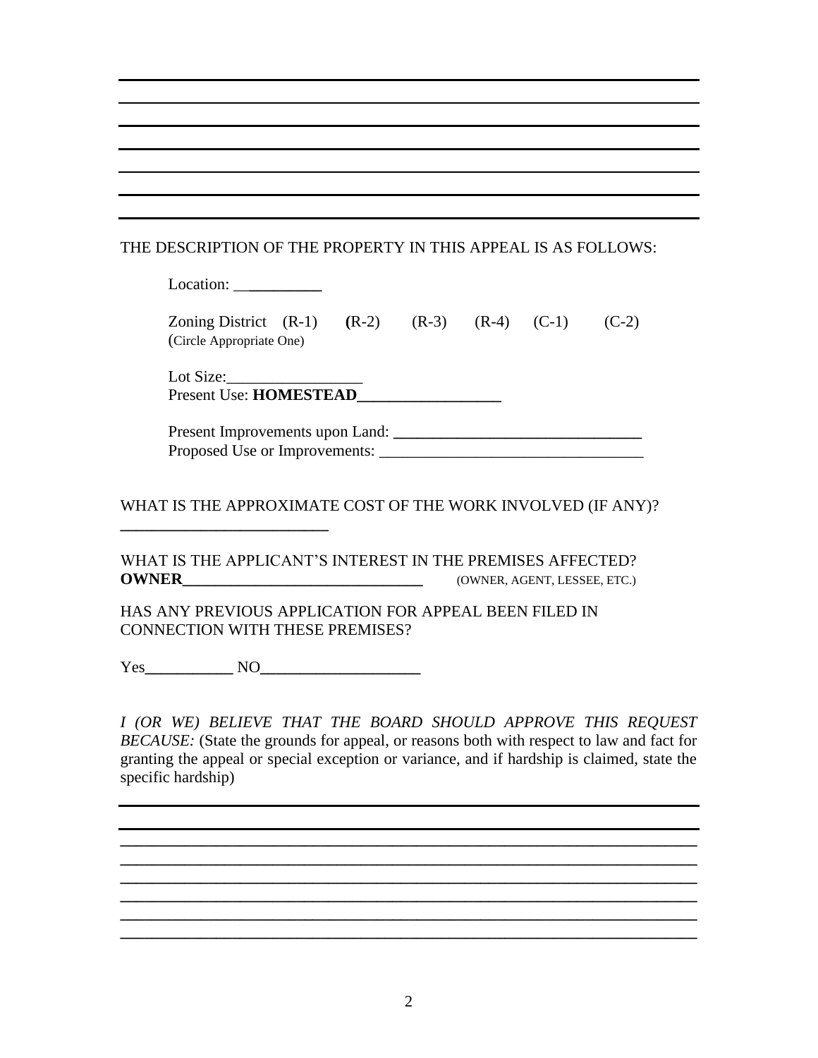THE DESCRIPTION OF THE PROPERTY IN THIS APPEAL IS AS FOLLOWS:

Location: ___________

Zoning District (R-1) **(**R-2) (R-3) (R-4) (C-1) (C-2)
(Circle Appropriate One)

Lot Size:_________________
Present Use: **HOMESTEAD__________________**

Present Improvements upon Land: ________________________________
Proposed Use or Improvements: _________________________________

WHAT IS THE APPROXIMATE COST OF THE WORK INVOLVED (IF ANY)?
__________________________

WHAT IS THE APPLICANT'S INTEREST IN THE PREMISES AFFECTED?
**OWNER______________________________** (OWNER, AGENT, LESSEE, ETC.)

HAS ANY PREVIOUS APPLICATION FOR APPEAL BEEN FILED IN CONNECTION WITH THESE PREMISES?

Yes___________ NO____________________

*I (OR WE) BELIEVE THAT THE BOARD SHOULD APPROVE THIS REQUEST BECAUSE:* (State the grounds for appeal, or reasons both with respect to law and fact for granting the appeal or special exception or variance, and if hardship is claimed, state the specific hardship)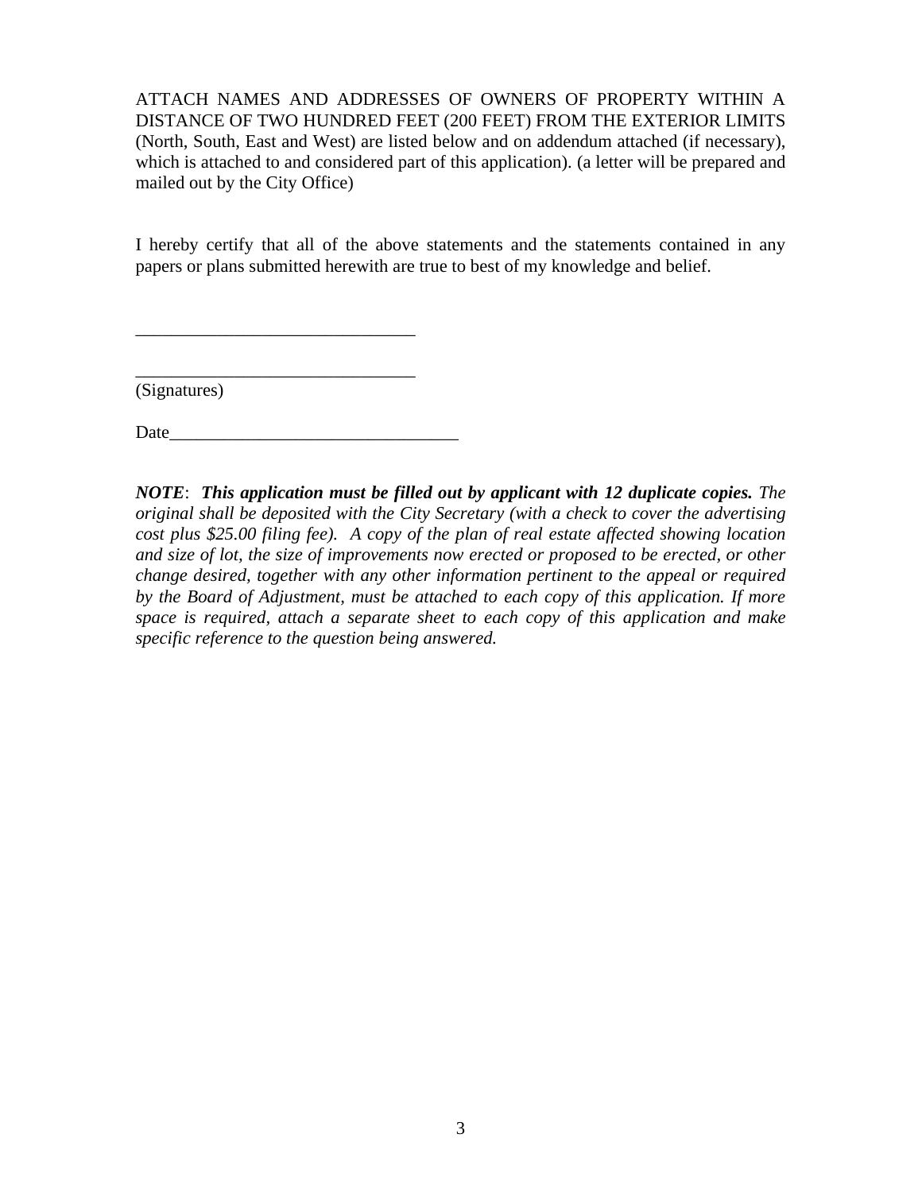ATTACH NAMES AND ADDRESSES OF OWNERS OF PROPERTY WITHIN A DISTANCE OF TWO HUNDRED FEET (200 FEET) FROM THE EXTERIOR LIMITS (North, South, East and West) are listed below and on addendum attached (if necessary), which is attached to and considered part of this application). (a letter will be prepared and mailed out by the City Office)

I hereby certify that all of the above statements and the statements contained in any papers or plans submitted herewith are true to best of my knowledge and belief.

________________________________

________________________________
(Signatures)

Date_________________________________

***NOTE***: ***This application must be filled out by applicant with 12 duplicate copies.*** *The original shall be deposited with the City Secretary (with a check to cover the advertising cost plus $25.00 filing fee). A copy of the plan of real estate affected showing location and size of lot, the size of improvements now erected or proposed to be erected, or other change desired, together with any other information pertinent to the appeal or required by the Board of Adjustment, must be attached to each copy of this application. If more space is required, attach a separate sheet to each copy of this application and make specific reference to the question being answered.*